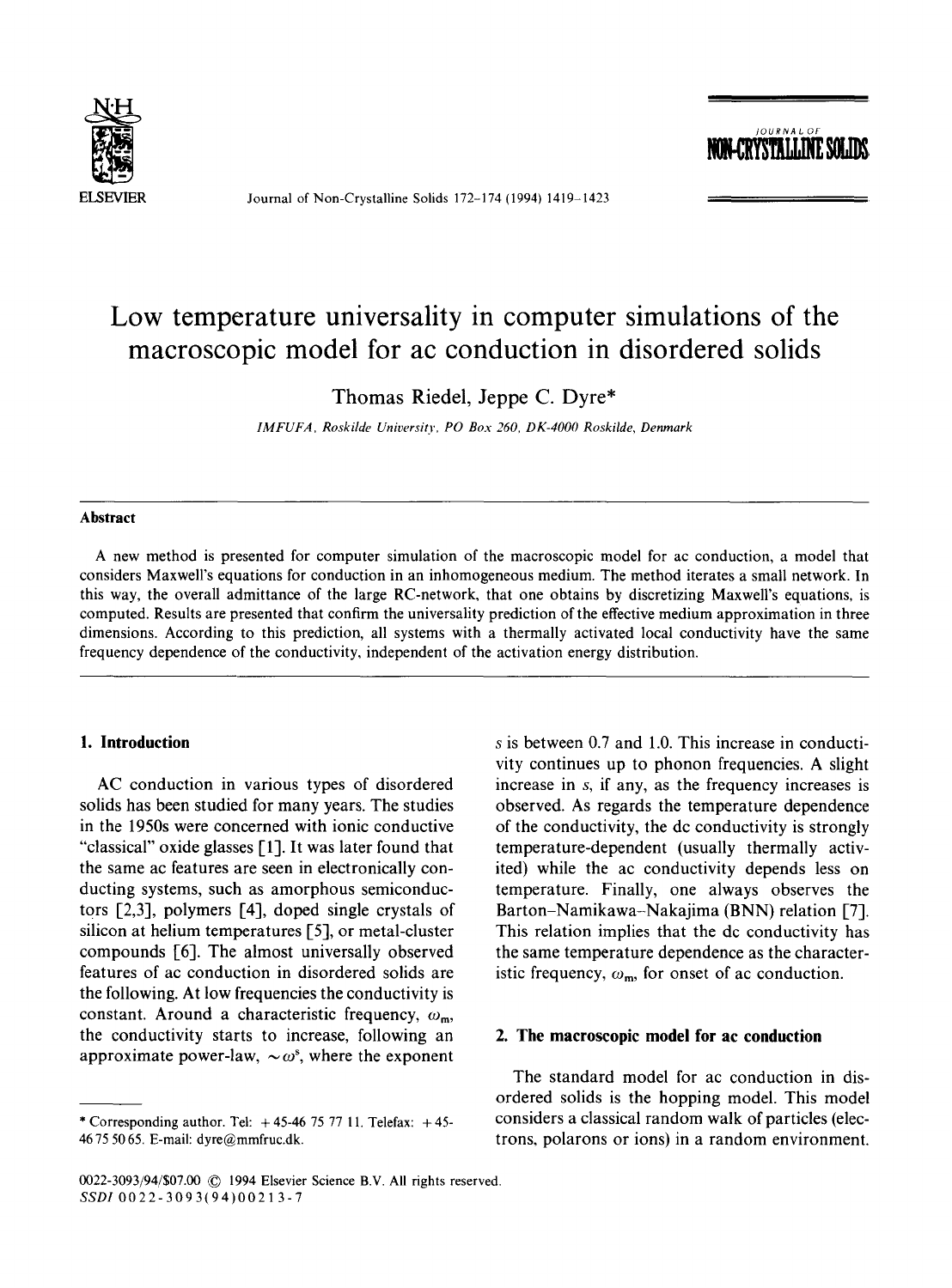# Low temperature universality in computer simulations of the macroscopic model for ac conduction in disordered solids

Thomas Riedel, Jeppe C. Dyre*

*IMFUFA, Roskilde University, PO Box 260, DK-4000 Roskilde, Denmark*

## Abstract

A new method is presented for computer simulation of the macroscopic model for ac conduction, a model that considers Maxwell's equations for conduction in an inhomogeneous medium. The method iterates a small network. In this way, the overall admittance of the large RC-network, that one obtains by discretizing Maxwell's equations, is computed. Results are presented that confirm the universality prediction of the effective medium approximation in three dimensions. According to this prediction, all systems with a thermally activated local conductivity have the same frequency dependence of the conductivity, independent of the activation energy distribution.

## 1. Introduction

AC conduction in various types of disordered solids has been studied for many years. The studies in the 1950s were concerned with ionic conductive "classical" oxide glasses [1]. It was later found that the same ac features are seen in electronically conducting systems, such as amorphous semiconductors [2,3], polymers [4], doped single crystals of silicon at helium temperatures [5], or metal-cluster compounds [6]. The almost universally observed features of ac conduction in disordered solids are the following. At low frequencies the conductivity is constant. Around a characteristic frequency, $\omega_m$, the conductivity starts to increase, following an approximate power-law, $\sim \omega^s$, where the exponent $s$ is between 0.7 and 1.0. This increase in conductivity continues up to phonon frequencies. A slight increase in $s$, if any, as the frequency increases is observed. As regards the temperature dependence of the conductivity, the dc conductivity is strongly temperature-dependent (usually thermally activited) while the ac conductivity depends less on temperature. Finally, one always observes the Barton–Namikawa–Nakajima (BNN) relation [7]. This relation implies that the dc conductivity has the same temperature dependence as the characteristic frequency, $\omega_m$, for onset of ac conduction.

## 2. The macroscopic model for ac conduction

The standard model for ac conduction in disordered solids is the hopping model. This model considers a classical random walk of particles (electrons, polarons or ions) in a random environment.

---

* Corresponding author. Tel: +45-46 75 77 11. Telefax: +45-46 75 50 65. E-mail: dyre@mmfruc.dk.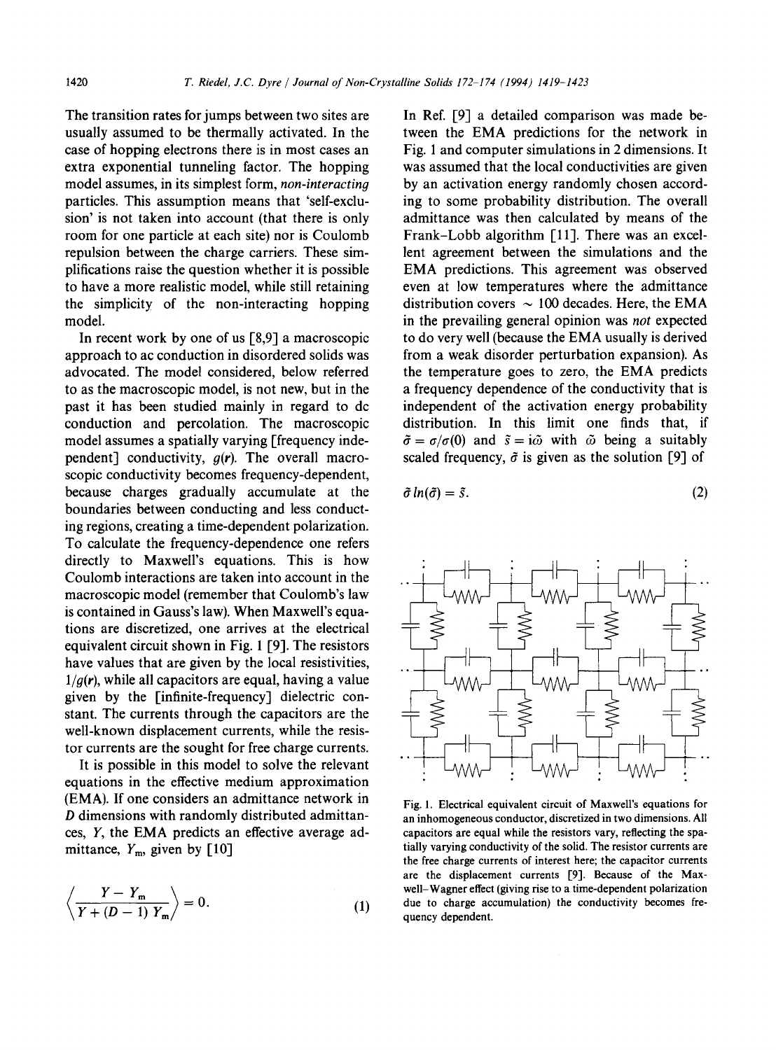The transition rates for jumps between two sites are usually assumed to be thermally activated. In the case of hopping electrons there is in most cases an extra exponential tunneling factor. The hopping model assumes, in its simplest form, *non-interacting* particles. This assumption means that 'self-exclusion' is not taken into account (that there is only room for one particle at each site) nor is Coulomb repulsion between the charge carriers. These simplifications raise the question whether it is possible to have a more realistic model, while still retaining the simplicity of the non-interacting hopping model.

In recent work by one of us [8,9] a macroscopic approach to ac conduction in disordered solids was advocated. The model considered, below referred to as the macroscopic model, is not new, but in the past it has been studied mainly in regard to dc conduction and percolation. The macroscopic model assumes a spatially varying [frequency independent] conductivity, $g(\mathbf{r})$. The overall macroscopic conductivity becomes frequency-dependent, because charges gradually accumulate at the boundaries between conducting and less conducting regions, creating a time-dependent polarization. To calculate the frequency-dependence one refers directly to Maxwell's equations. This is how Coulomb interactions are taken into account in the macroscopic model (remember that Coulomb's law is contained in Gauss's law). When Maxwell's equations are discretized, one arrives at the electrical equivalent circuit shown in Fig. 1 [9]. The resistors have values that are given by the local resistivities, $1/g(\mathbf{r})$, while all capacitors are equal, having a value given by the [infinite-frequency] dielectric constant. The currents through the capacitors are the well-known displacement currents, while the resistor currents are the sought for free charge currents.

It is possible in this model to solve the relevant equations in the effective medium approximation (EMA). If one considers an admittance network in $D$ dimensions with randomly distributed admittances, $Y$, the EMA predicts an effective average admittance, $Y_m$, given by [10]

$$\left\langle \frac{Y - Y_m}{Y + (D-1)\, Y_m} \right\rangle = 0. \tag{1}$$

In Ref. [9] a detailed comparison was made between the EMA predictions for the network in Fig. 1 and computer simulations in 2 dimensions. It was assumed that the local conductivities are given by an activation energy randomly chosen according to some probability distribution. The overall admittance was then calculated by means of the Frank-Lobb algorithm [11]. There was an excellent agreement between the simulations and the EMA predictions. This agreement was observed even at low temperatures where the admittance distribution covers $\sim$ 100 decades. Here, the EMA in the prevailing general opinion was *not* expected to do very well (because the EMA usually is derived from a weak disorder perturbation expansion). As the temperature goes to zero, the EMA predicts a frequency dependence of the conductivity that is independent of the activation energy probability distribution. In this limit one finds that, if $\tilde{\sigma} = \sigma/\sigma(0)$ and $\tilde{s} = i\tilde{\omega}$ with $\tilde{\omega}$ being a suitably scaled frequency, $\tilde{\sigma}$ is given as the solution [9] of

$$\tilde{\sigma} \ln(\tilde{\sigma}) = \tilde{s}. \tag{2}$$

Fig. 1. Electrical equivalent circuit of Maxwell's equations for an inhomogeneous conductor, discretized in two dimensions. All capacitors are equal while the resistors vary, reflecting the spatially varying conductivity of the solid. The resistor currents are the free charge currents of interest here; the capacitor currents are the displacement currents [9]. Because of the Maxwell–Wagner effect (giving rise to a time-dependent polarization due to charge accumulation) the conductivity becomes frequency dependent.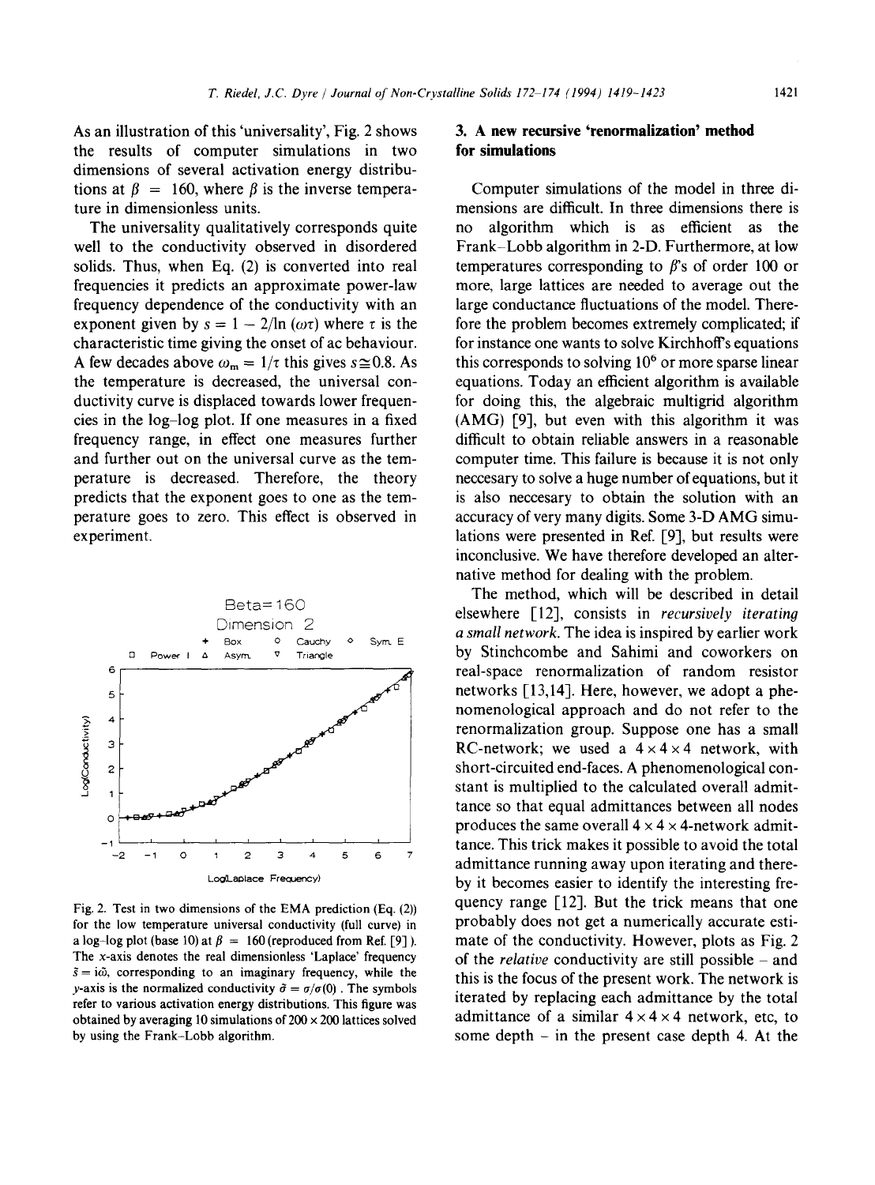As an illustration of this 'universality', Fig. 2 shows the results of computer simulations in two dimensions of several activation energy distributions at $\beta = 160$, where $\beta$ is the inverse temperature in dimensionless units.

The universality qualitatively corresponds quite well to the conductivity observed in disordered solids. Thus, when Eq. (2) is converted into real frequencies it predicts an approximate power-law frequency dependence of the conductivity with an exponent given by $s = 1 - 2/\ln(\omega\tau)$ where $\tau$ is the characteristic time giving the onset of ac behaviour. A few decades above $\omega_m = 1/\tau$ this gives $s \cong 0.8$. As the temperature is decreased, the universal conductivity curve is displaced towards lower frequencies in the log–log plot. If one measures in a fixed frequency range, in effect one measures further and further out on the universal curve as the temperature is decreased. Therefore, the theory predicts that the exponent goes to one as the temperature goes to zero. This effect is observed in experiment.

Fig. 2. Test in two dimensions of the EMA prediction (Eq. (2)) for the low temperature universal conductivity (full curve) in a log–log plot (base 10) at $\beta = 160$ (reproduced from Ref. [9]). The x-axis denotes the real dimensionless 'Laplace' frequency $\tilde{s} = i\tilde{\omega}$, corresponding to an imaginary frequency, while the y-axis is the normalized conductivity $\tilde{\sigma} = \sigma/\sigma(0)$. The symbols refer to various activation energy distributions. This figure was obtained by averaging 10 simulations of $200 \times 200$ lattices solved by using the Frank–Lobb algorithm.

## 3. A new recursive 'renormalization' method for simulations

Computer simulations of the model in three dimensions are difficult. In three dimensions there is no algorithm which is as efficient as the Frank–Lobb algorithm in 2-D. Furthermore, at low temperatures corresponding to $\beta$'s of order 100 or more, large lattices are needed to average out the large conductance fluctuations of the model. Therefore the problem becomes extremely complicated; if for instance one wants to solve Kirchhoff's equations this corresponds to solving $10^6$ or more sparse linear equations. Today an efficient algorithm is available for doing this, the algebraic multigrid algorithm (AMG) [9], but even with this algorithm it was difficult to obtain reliable answers in a reasonable computer time. This failure is because it is not only neccesary to solve a huge number of equations, but it is also neccesary to obtain the solution with an accuracy of very many digits. Some 3-D AMG simulations were presented in Ref. [9], but results were inconclusive. We have therefore developed an alternative method for dealing with the problem.

The method, which will be described in detail elsewhere [12], consists in *recursively iterating a small network*. The idea is inspired by earlier work by Stinchcombe and Sahimi and coworkers on real-space renormalization of random resistor networks [13,14]. Here, however, we adopt a phenomenological approach and do not refer to the renormalization group. Suppose one has a small RC-network; we used a $4 \times 4 \times 4$ network, with short-circuited end-faces. A phenomenological constant is multiplied to the calculated overall admittance so that equal admittances between all nodes produces the same overall $4 \times 4 \times 4$-network admittance. This trick makes it possible to avoid the total admittance running away upon iterating and thereby it becomes easier to identify the interesting frequency range [12]. But the trick means that one probably does not get a numerically accurate estimate of the conductivity. However, plots as Fig. 2 of the *relative* conductivity are still possible – and this is the focus of the present work. The network is iterated by replacing each admittance by the total admittance of a similar $4 \times 4 \times 4$ network, etc, to some depth – in the present case depth 4. At the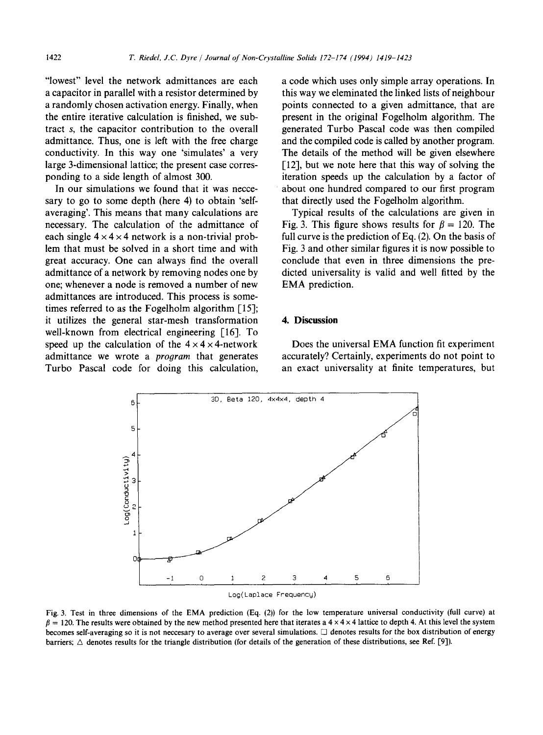"lowest" level the network admittances are each a capacitor in parallel with a resistor determined by a randomly chosen activation energy. Finally, when the entire iterative calculation is finished, we subtract $s$, the capacitor contribution to the overall admittance. Thus, one is left with the free charge conductivity. In this way one 'simulates' a very large 3-dimensional lattice; the present case corresponding to a side length of almost 300.

In our simulations we found that it was neccesary to go to some depth (here 4) to obtain 'self-averaging'. This means that many calculations are necessary. The calculation of the admittance of each single $4 \times 4 \times 4$ network is a non-trivial problem that must be solved in a short time and with great accuracy. One can always find the overall admittance of a network by removing nodes one by one; whenever a node is removed a number of new admittances are introduced. This process is sometimes referred to as the Fogelholm algorithm [15]; it utilizes the general star-mesh transformation well-known from electrical engineering [16]. To speed up the calculation of the $4 \times 4 \times 4$-network admittance we wrote a *program* that generates Turbo Pascal code for doing this calculation, a code which uses only simple array operations. In this way we eleminated the linked lists of neighbour points connected to a given admittance, that are present in the original Fogelholm algorithm. The generated Turbo Pascal code was then compiled and the compiled code is called by another program. The details of the method will be given elsewhere [12], but we note here that this way of solving the iteration speeds up the calculation by a factor of about one hundred compared to our first program that directly used the Fogelholm algorithm.

Typical results of the calculations are given in Fig. 3. This figure shows results for $\beta = 120$. The full curve is the prediction of Eq. (2). On the basis of Fig. 3 and other similar figures it is now possible to conclude that even in three dimensions the predicted universality is valid and well fitted by the EMA prediction.

## 4. Discussion

Does the universal EMA function fit experiment accurately? Certainly, experiments do not point to an exact universality at finite temperatures, but

Fig. 3. Test in three dimensions of the EMA prediction (Eq. (2)) for the low temperature universal conductivity (full curve) at $\beta = 120$. The results were obtained by the new method presented here that iterates a $4 \times 4 \times 4$ lattice to depth 4. At this level the system becomes self-averaging so it is not neccesary to average over several simulations. □ denotes results for the box distribution of energy barriers; △ denotes results for the triangle distribution (for details of the generation of these distributions, see Ref. [9]).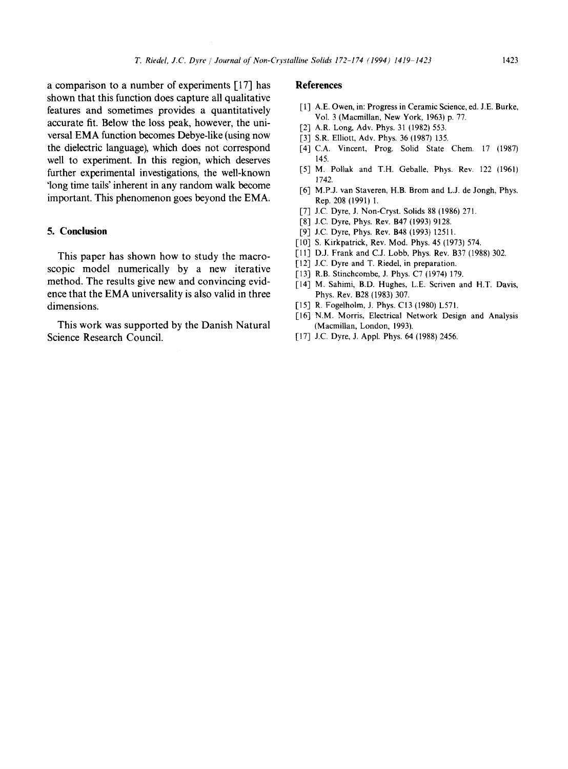a comparison to a number of experiments [17] has shown that this function does capture all qualitative features and sometimes provides a quantitatively accurate fit. Below the loss peak, however, the universal EMA function becomes Debye-like (using now the dielectric language), which does not correspond well to experiment. In this region, which deserves further experimental investigations, the well-known 'long time tails' inherent in any random walk become important. This phenomenon goes beyond the EMA.

## 5. Conclusion

This paper has shown how to study the macroscopic model numerically by a new iterative method. The results give new and convincing evidence that the EMA universality is also valid in three dimensions.

This work was supported by the Danish Natural Science Research Council.

## References

[1] A.E. Owen, in: Progress in Ceramic Science, ed. J.E. Burke, Vol. 3 (Macmillan, New York, 1963) p. 77.

[2] A.R. Long, Adv. Phys. 31 (1982) 553.

[3] S.R. Elliott, Adv. Phys. 36 (1987) 135.

[4] C.A. Vincent, Prog. Solid State Chem. 17 (1987) 145.

[5] M. Pollak and T.H. Geballe, Phys. Rev. 122 (1961) 1742.

[6] M.P.J. van Staveren, H.B. Brom and L.J. de Jongh, Phys. Rep. 208 (1991) 1.

[7] J.C. Dyre, J. Non-Cryst. Solids 88 (1986) 271.

[8] J.C. Dyre, Phys. Rev. B47 (1993) 9128.

[9] J.C. Dyre, Phys. Rev. B48 (1993) 12511.

[10] S. Kirkpatrick, Rev. Mod. Phys. 45 (1973) 574.

[11] D.J. Frank and C.J. Lobb, Phys. Rev. B37 (1988) 302.

[12] J.C. Dyre and T. Riedel, in preparation.

[13] R.B. Stinchcombe, J. Phys. C7 (1974) 179.

[14] M. Sahimi, B.D. Hughes, L.E. Scriven and H.T. Davis, Phys. Rev. B28 (1983) 307.

[15] R. Fogelholm, J. Phys. C13 (1980) L571.

[16] N.M. Morris, Electrical Network Design and Analysis (Macmillan, London, 1993).

[17] J.C. Dyre, J. Appl. Phys. 64 (1988) 2456.